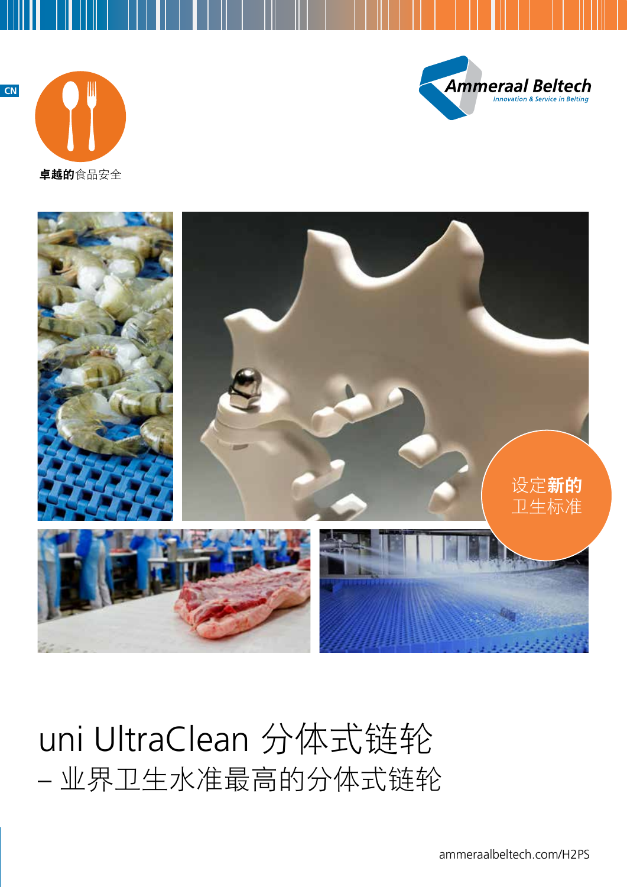CN

**卓越的**食品安全

Ammeraal Beltech
Innovation & Service in Belting

设定**新的**
卫生标准

# uni UltraClean 分体式链轮

## – 业界卫生水准最高的分体式链轮

ammeraalbeltech.com/H2PS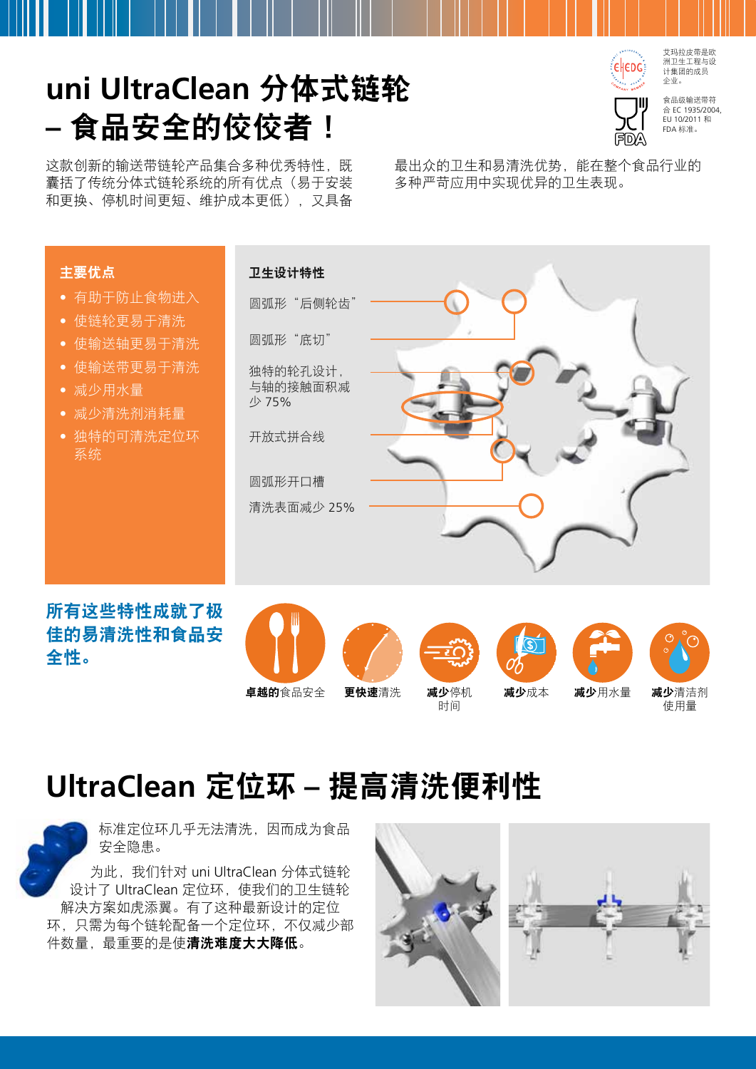# uni UltraClean 分体式链轮 – 食品安全的佼佼者！

艾玛拉皮带是欧洲卫生工程与设计集团的成员企业。

食品级输送带符合 EC 1935/2004, EU 10/2011 和 FDA 标准。

这款创新的输送带链轮产品集合多种优秀特性，既囊括了传统分体式链轮系统的所有优点（易于安装和更换、停机时间更短、维护成本更低），又具备最出众的卫生和易清洗优势，能在整个食品行业的多种严苛应用中实现优异的卫生表现。

### 主要优点

- 有助于防止食物进入
- 使链轮更易于清洗
- 使输送轴更易于清洗
- 使输送带更易于清洗
- 减少用水量
- 减少清洗剂消耗量
- 独特的可清洗定位环系统

### 卫生设计特性

- 圆弧形“后侧轮齿”
- 圆弧形“底切”
- 独特的轮孔设计，与轴的接触面积减少 75%
- 开放式拼合线
- 圆弧形开口槽
- 清洗表面减少 25%

**所有这些特性成就了极佳的易清洗性和食品安全性。**

- **卓越的**食品安全
- **更快速**清洗
- **减少**停机时间
- **减少**成本
- **减少**用水量
- **减少**清洁剂使用量

# UltraClean 定位环 – 提高清洗便利性

标准定位环几乎无法清洗，因而成为食品安全隐患。

为此，我们针对 uni UltraClean 分体式链轮设计了 UltraClean 定位环，使我们的卫生链轮解决方案如虎添翼。有了这种最新设计的定位环，只需为每个链轮配备一个定位环，不仅减少部件数量，最重要的是使**清洗难度大大降低**。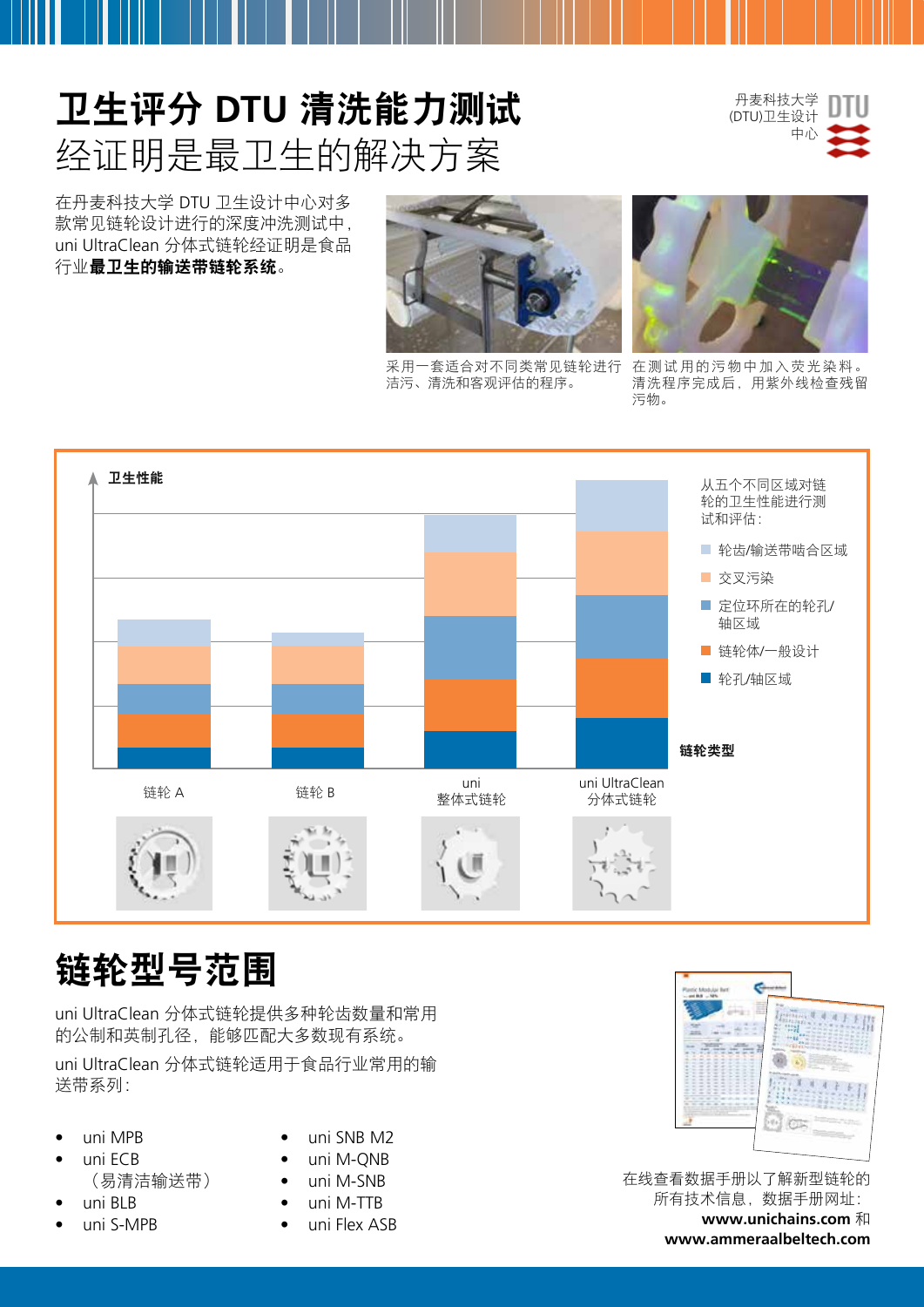# 卫生评分 DTU 清洗能力测试

## 经证明是最卫生的解决方案

丹麦科技大学 (DTU)卫生设计中心

在丹麦科技大学 DTU 卫生设计中心对多款常见链轮设计进行的深度冲洗测试中，uni UltraClean 分体式链轮经证明是食品行业**最卫生的输送带链轮系统**。

采用一套适合对不同类常见链轮进行洁污、清洗和客观评估的程序。

在测试用的污物中加入荧光染料。清洗程序完成后，用紫外线检查残留污物。

卫生性能

从五个不同区域对链轮的卫生性能进行测试和评估：

- 轮齿/输送带啮合区域
- 交叉污染
- 定位环所在的轮孔/轴区域
- 链轮体/一般设计
- 轮孔/轴区域

链轮类型

链轮 A | 链轮 B | uni 整体式链轮 | uni UltraClean 分体式链轮

# 链轮型号范围

uni UltraClean 分体式链轮提供多种轮齿数量和常用的公制和英制孔径，能够匹配大多数现有系统。

uni UltraClean 分体式链轮适用于食品行业常用的输送带系列：

- uni MPB
- uni ECB （易清洁输送带）
- uni BLB
- uni S-MPB
- uni SNB M2
- uni M-QNB
- uni M-SNB
- uni M-TTB
- uni Flex ASB

在线查看数据手册以了解新型链轮的所有技术信息，数据手册网址：
**www.unichains.com** 和
**www.ammeraalbeltech.com**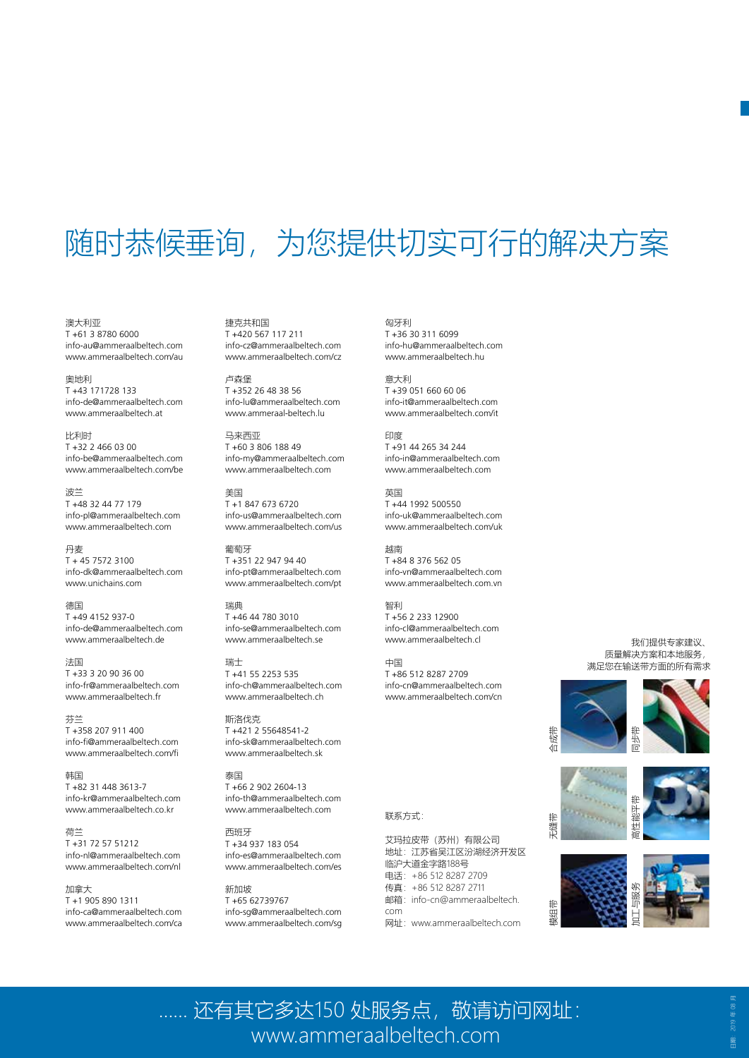# 随时恭候垂询，为您提供切实可行的解决方案

澳大利亚
T +61 3 8780 6000
info-au@ammeraalbeltech.com
www.ammeraalbeltech.com/au

奥地利
T +43 171728 133
info-de@ammeraalbeltech.com
www.ammeraalbeltech.at

比利时
T +32 2 466 03 00
info-be@ammeraalbeltech.com
www.ammeraalbeltech.com/be

波兰
T +48 32 44 77 179
info-pl@ammeraalbeltech.com
www.ammeraalbeltech.com

丹麦
T + 45 7572 3100
info-dk@ammeraalbeltech.com
www.unichains.com

德国
T +49 4152 937-0
info-de@ammeraalbeltech.com
www.ammeraalbeltech.de

法国
T +33 3 20 90 36 00
info-fr@ammeraalbeltech.com
www.ammeraalbeltech.fr

芬兰
T +358 207 911 400
info-fi@ammeraalbeltech.com
www.ammeraalbeltech.com/fi

韩国
T +82 31 448 3613-7
info-kr@ammeraalbeltech.com
www.ammeraalbeltech.co.kr

荷兰
T +31 72 57 51212
info-nl@ammeraalbeltech.com
www.ammeraalbeltech.com/nl

加拿大
T +1 905 890 1311
info-ca@ammeraalbeltech.com
www.ammeraalbeltech.com/ca

捷克共和国
T +420 567 117 211
info-cz@ammeraalbeltech.com
www.ammeraalbeltech.com/cz

卢森堡
T +352 26 48 38 56
info-lu@ammeraalbeltech.com
www.ammeraal-beltech.lu

马来西亚
T +60 3 806 188 49
info-my@ammeraalbeltech.com
www.ammeraalbeltech.com

美国
T +1 847 673 6720
info-us@ammeraalbeltech.com
www.ammeraalbeltech.com/us

葡萄牙
T +351 22 947 94 40
info-pt@ammeraalbeltech.com
www.ammeraalbeltech.com/pt

瑞典
T +46 44 780 3010
info-se@ammeraalbeltech.com
www.ammeraalbeltech.se

瑞士
T +41 55 2253 535
info-ch@ammeraalbeltech.com
www.ammeraalbeltech.ch

斯洛伐克
T +421 2 55648541-2
info-sk@ammeraalbeltech.com
www.ammeraalbeltech.sk

泰国
T +66 2 902 2604-13
info-th@ammeraalbeltech.com
www.ammeraalbeltech.com

西班牙
T +34 937 183 054
info-es@ammeraalbeltech.com
www.ammeraalbeltech.com/es

新加坡
T +65 62739767
info-sg@ammeraalbeltech.com
www.ammeraalbeltech.com/sg

匈牙利
T +36 30 311 6099
info-hu@ammeraalbeltech.com
www.ammeraalbeltech.hu

意大利
T +39 051 660 60 06
info-it@ammeraalbeltech.com
www.ammeraalbeltech.com/it

印度
T +91 44 265 34 244
info-in@ammeraalbeltech.com
www.ammeraalbeltech.com

英国
T +44 1992 500550
info-uk@ammeraalbeltech.com
www.ammeraalbeltech.com/uk

越南
T +84 8 376 562 05
info-vn@ammeraalbeltech.com
www.ammeraalbeltech.com.vn

智利
T +56 2 233 12900
info-cl@ammeraalbeltech.com
www.ammeraalbeltech.cl

中国
T +86 512 8287 2709
info-cn@ammeraalbeltech.com
www.ammeraalbeltech.com/cn

联系方式：

艾玛拉皮带（苏州）有限公司
地址：江苏省吴江区汾湖经济开发区临沪大道金字路188号
电话：+86 512 8287 2709
传真：+86 512 8287 2711
邮箱：info-cn@ammeraalbeltech.com
网址：www.ammeraalbeltech.com

我们提供专家建议、
质量解决方案和本地服务，
满足您在输送带方面的所有需求

合成带
同步带
无缝带
高性能平带
模组带
加工与服务

…… 还有其它多达150 处服务点，敬请访问网址：
www.ammeraalbeltech.com